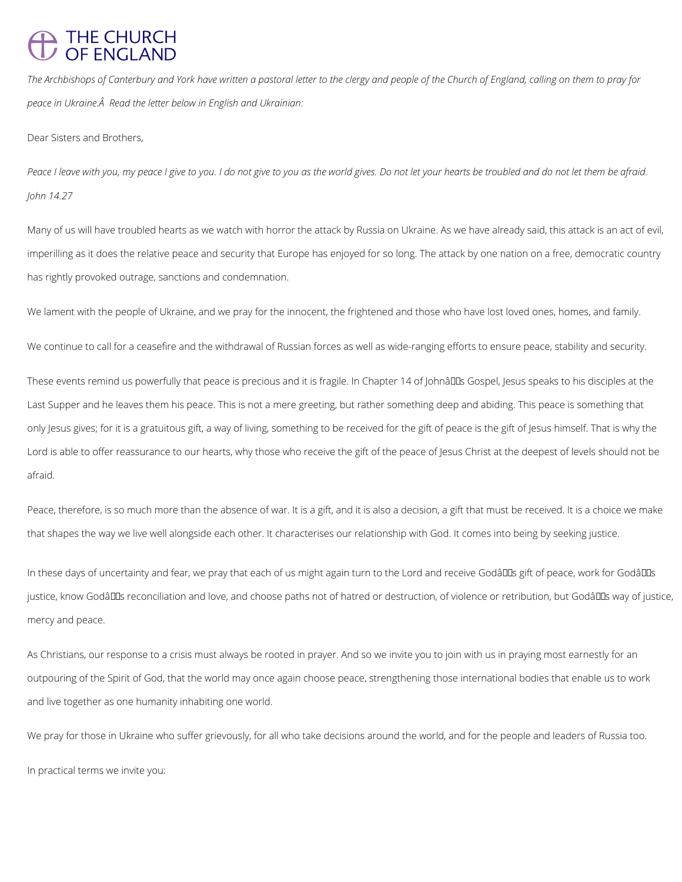# THE CHURCH OF ENGLAND

*The Archbishops of Canterbury and York have written a pastoral letter to the clergy and people of the Church of England, calling on them to pray for peace in Ukraine.Â  Read the letter below in English and Ukrainian:*

Dear Sisters and Brothers,

*Peace I leave with you, my peace I give to you. I do not give to you as the world gives. Do not let your hearts be troubled and do not let them be afraid. John 14.27*

Many of us will have troubled hearts as we watch with horror the attack by Russia on Ukraine. As we have already said, this attack is an act of evil, imperilling as it does the relative peace and security that Europe has enjoyed for so long. The attack by one nation on a free, democratic country has rightly provoked outrage, sanctions and condemnation.

We lament with the people of Ukraine, and we pray for the innocent, the frightened and those who have lost loved ones, homes, and family.

We continue to call for a ceasefire and the withdrawal of Russian forces as well as wide-ranging efforts to ensure peace, stability and security.

These events remind us powerfully that peace is precious and it is fragile. In Chapter 14 of Johnâs Gospel, Jesus speaks to his disciples at the Last Supper and he leaves them his peace. This is not a mere greeting, but rather something deep and abiding. This peace is something that only Jesus gives; for it is a gratuitous gift, a way of living, something to be received for the gift of peace is the gift of Jesus himself. That is why the Lord is able to offer reassurance to our hearts, why those who receive the gift of the peace of Jesus Christ at the deepest of levels should not be afraid.

Peace, therefore, is so much more than the absence of war. It is a gift, and it is also a decision, a gift that must be received. It is a choice we make that shapes the way we live well alongside each other. It characterises our relationship with God. It comes into being by seeking justice.

In these days of uncertainty and fear, we pray that each of us might again turn to the Lord and receive Godâs gift of peace, work for Godâs justice, know Godâs reconciliation and love, and choose paths not of hatred or destruction, of violence or retribution, but Godâs way of justice, mercy and peace.

As Christians, our response to a crisis must always be rooted in prayer. And so we invite you to join with us in praying most earnestly for an outpouring of the Spirit of God, that the world may once again choose peace, strengthening those international bodies that enable us to work and live together as one humanity inhabiting one world.

We pray for those in Ukraine who suffer grievously, for all who take decisions around the world, and for the people and leaders of Russia too.

In practical terms we invite you: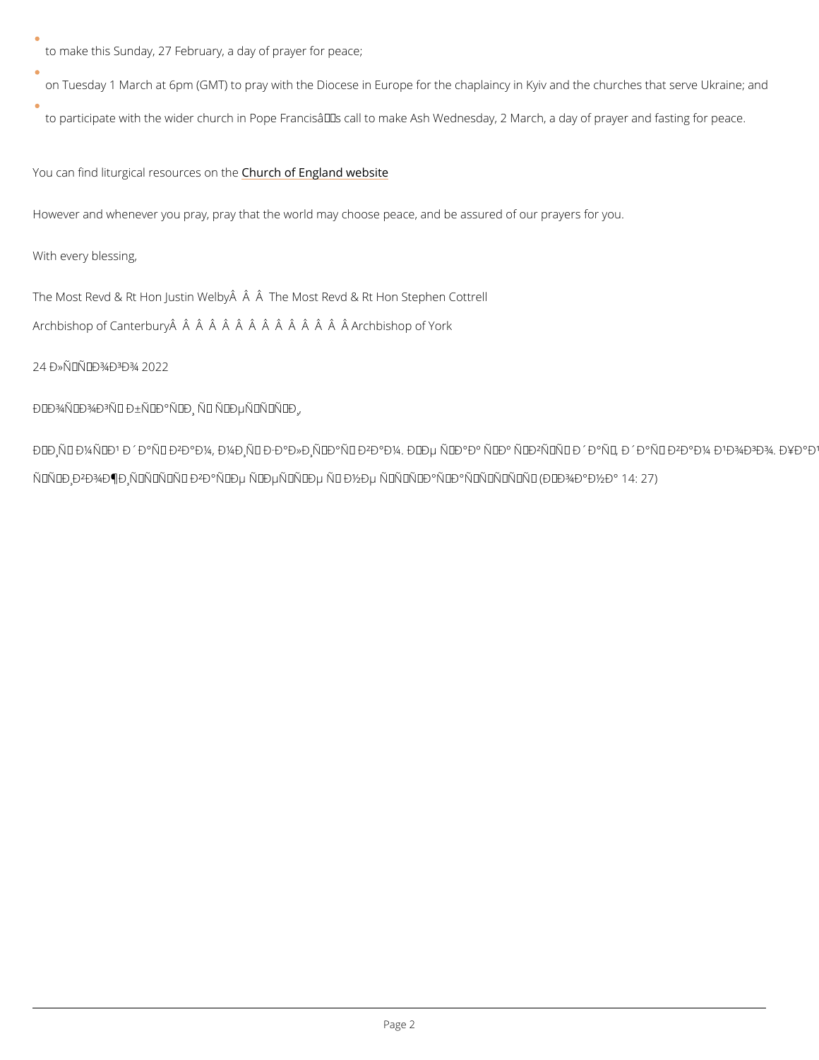- to make this Sunday, 27 February, a day of prayer for peace;
- on Tuesday 1 March at 6pm (GMT) to pray with the Diocese in Europe for the chaplaincy in Kyiv and the churches that serve Ukraine; and
- to participate with the wider church in Pope Francisâs call to make Ash Wednesday, 2 March, a day of prayer and fasting for peace.

You can find liturgical resources on the Church of England website

However and whenever you pray, pray that the world may choose peace, and be assured of our prayers for you.

With every blessing,

The Most Revd & Rt Hon Justin WelbyÂ  Â  Â  The Most Revd & Rt Hon Stephen Cottrell

Archbishop of CanterburyÂ  Â  Â  Â  Â  Â  Â  Â  Â  Â  Â  Â  Â Archbishop of York

24 Ð»ÑÑÐ¾Ð³Ð¾ 2022

ÐÐ¾ÑÐ¾Ð³Ñ Ð±ÑÐ°ÑÐ¸ Ñ ÑÐµÑÑÑÐ¸,

ÐÐ¸Ñ Ð¼ÑÐ¹ Ð´Ð°Ñ Ð²Ð°Ð¼, Ð¼Ð¸Ñ Ð·Ð°Ð»Ð¸ÑÐ°Ñ Ð²Ð°Ð¼. ÐÐµ ÑÐ°Ðº ÑÐº ÑÐ²ÑÑ Ð´Ð°Ñ, Ð´Ð°Ñ Ð²Ð°Ð¼ Ð¹Ð¾Ð³Ð¾. Ð¥Ð°Ð¹ ÑÑÐ¸Ð²Ð¾Ð¶Ð¸ÑÑÑÑ Ð²Ð°ÑÐµ ÑÐµÑÑÐµ Ñ Ð½Ðµ ÑÑÑÐ°ÑÐ°ÑÑÑÑÑ (ÐÐ¾Ð°Ð½Ð° 14: 27)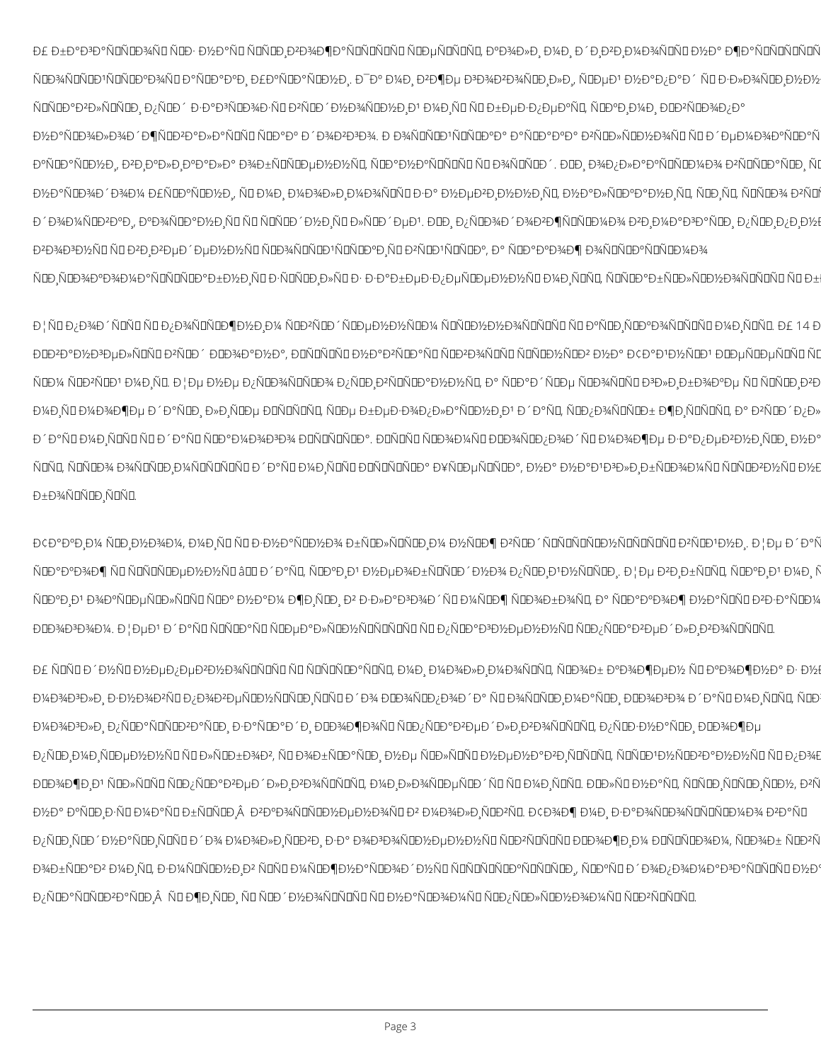Ð£ Ð±Ð°Ð³Ð°ÑÑÐ¾Ð¼Ñ ÑÐ· Ð½Ð°Ñ ÑÑÑÐ¸Ð²Ð¾Ð¶Ð°ÑÑÑÑ ÑÐµÑÑÑ, ÐºÐ¾Ð»Ð¸ Ð¼Ð¸ Ð´Ð¸Ð²Ð¸Ð¼Ð¾ÑÑ Ð½Ð° Ð¶Ð°ÑÑÑÑÑ
ÑÐ¾ÑÑÐ¹ÑÑÐºÐ¾Ñ Ð°ÑÐ¼ÑÐ¾Ð°, ÐÐºÑÐ°ÑÐ½Ð¸. Ð¯Ðº Ð¼Ð¸ Ð²Ð¶Ðµ Ð³Ð¾Ð²Ð¾ÑÐ¸Ð»Ð¸, ÑÐµÐ¹ Ð½Ð°Ð¿Ð°Ð´ ÑÑ Ð·Ð»Ð¾ÑÐ¸Ð½Ð
ÑÑÑÐ°Ð²Ð»ÑÑÐ¸ Ð¿ÑÐ´ Ð·Ð°Ð³ÑÐ¾Ð·Ñ Ð²ÑÐ´ Ð½Ð¾ÑÐ½Ð¸Ð¹ Ð¼Ð¸Ñ Ñ Ð±ÐµÐ·Ð¿ÐµÐºÑ, ÑÐºÐ¸Ð¼Ð¸ ÐÐ²ÑÐ¾Ð¿Ð°
Ð½Ð°ÑÐ¾Ð»Ð¾Ð´Ð¶ÑÐ²Ð°Ð»Ð°ÑÑ ÑÐºÐ° Ð´Ð¾Ð²Ð³Ð¾. Ð Ð¾ÑÑÐ¹ÑÑÐºÐ° Ð°Ð³ÑÐµÑÑÑÑ Ð²Ð¸ÐºÐ»Ð¸ÐºÐ°Ð»Ð° Ð²ÑÐ»ÑÐ½Ð¾ÑÑ Ñ Ð´ÐµÐ¼Ð¾ÐºÑÐ°ÑÑ
ÐºÑÐ°ÑÐ½Ð¸, Ð²Ð¸ÐºÐ»Ð¸ÐºÐ°Ð»Ð° Ð¾Ð±ÑÑÑÐµÐ½Ð½Ñ, ÑÐºÐ°Ð½ÑÑÑÑ Ñ Ð¾ÑÑÑÐ´. ÐÐ¸ Ð¾Ð¿Ð¸Ð»Ð°ÑÑÑÐ¼Ð¾ Ð²ÑÑÐ°ÑÐ¸, Ñ
Ð½Ð°ÑÐ¾Ð´Ð¾Ð¼ ÐÐºÑÐ°ÑÐ½Ð¸, Ñ Ð¼Ð¸ Ð¼Ð¾Ð»Ð¸Ð¼Ð¾ÑÑ Ð·Ð° Ð½ÐµÐ²Ð¸Ð½Ð½Ð¸Ñ, Ð½Ð°Ð»ÑÐºÐ°Ð½Ð¸Ñ, ÑÐ¸Ñ, ÑÑÐ¾ Ð²ÑÑ
Ð´Ð¾Ð¼ÑÐ²ÐºÐ¸, ÐºÐ¾ÑÑÐºÐ°Ð½Ð¸Ñ Ñ ÑÑÑÐ´Ð½Ð¸Ñ Ð»ÑÐ´ÐµÐ¹. ÐÐ¸ Ð¿ÑÐ¾Ð´Ð¾Ð²Ð¶ÑÑÐ¼Ð¾ Ð²Ð¸Ð¼Ð°Ð³Ð°ÑÐ¸ Ð¿ÑÐ¸Ð¿Ð¸Ð
Ð²Ð¾Ð³Ð½Ñ Ñ Ð²Ð¸Ð²ÐµÐ´ÐµÐ½Ð½Ñ ÑÐ¾ÑÑÐ¹ÑÑÐºÐ¸Ñ Ð²ÑÐ¹ÑÑÐº, Ð° ÑÐ°ÐºÐ¾Ð¶ ÐºÐ¾ÑÐ¸ÑÑÑÐ¼Ð¾
ÑÐ¸ÑÐ¾ÐºÐ¾Ð¼Ð°ÑÑÑÐ°Ð±Ð½Ð¸Ñ Ð·Ð°ÑÐ¸Ñ Ð· Ð·Ð°Ð±ÐµÐ·Ð¿ÐµÑÐµÐ½Ð½Ñ Ð¼Ð¸ÑÑ, ÑÑÐ°Ð±ÑÐ»ÑÐ½Ð¾ÑÑÑ Ñ Ð±

Ð¦Ñ Ð¿Ð¾Ð´ÑÑ Ñ Ð¿Ð¾ÑÑÐ¶Ð½Ð¸Ð¼ ÑÐ²ÑÐ´ÑÐµÐ½Ð½ÑÐ¼ ÑÑÐ½Ð½Ð¾ÑÑÑ Ñ ÐºÑÐ¸ÑÐ¸ÑÐ½Ð¾ÑÑÑ Ð¼Ð¸ÑÑ. Ð£ 14 Ð
ÐÐ²Ð°Ð½Ð³ÐµÐ»ÑÑ Ð²ÑÐ´ ÐÐ¾Ð°Ð½Ð°, ÐÑÑÑÑ Ð½Ð°Ð·Ð¸Ð²Ð°Ñ ÑÐ²Ð¾ÑÑ ÑÑÐµÐ½Ð¸ÐºÑÐ² Ð½Ð° Ð¢Ð°Ð¹Ð½ÑÐ¹ ÐÐµÑÐµÑÑ Ñ
ÑÐ¼ ÑÐ²ÑÐ¹ Ð¼Ð¸Ñ. Ð¦Ðµ Ð½Ðµ Ð¿ÑÐ¾ÑÑÐ¾ Ð¿ÑÐ¸Ð²ÑÑÐ°Ð½Ð½Ñ, Ð° ÑÐ°Ð´ÑÐµ ÑÐ¾ÑÑ Ð³Ð»Ð¸Ð±Ð¾ÐºÐµ Ñ ÑÑÑÐ¸Ð²Ð
Ð¼Ð¸Ñ Ð¼Ð¾Ð¶Ðµ Ð´Ð°ÑÐ¸ Ð»Ð¸ÑÐµ ÐÑÑÑÑÑ, ÑÐµÑ Ð±ÐµÐ·Ð¿Ð¾Ð»Ð°Ð³Ð°Ð½Ð¸Ð¹ Ð´Ð°Ñ, ÑÐºÐ¸Ð¹ Ð¿Ð¾ÑÑÐ¾ÑÐ± Ð¶Ð¸ÑÑÑ, Ð° Ð²ÑÐ´Ð¿Ð»
Ð´Ð°Ñ Ð¼Ð¸ÑÑ Ñ Ð´Ð°Ñ ÑÐ°Ð¼Ð¾Ð³Ð¾ ÐÑÑÑÑÐ°. ÐÑÑÑÑ ÑÐ°Ð¼Ð¾ÑÑ Ð¾Ð¿Ð¾Ð´Ñ Ð¼Ð¾Ð¶Ðµ Ð·Ð°Ð¿ÐµÐ²Ð½Ð¸ÑÐ¸ Ð½Ð°
ÑÑÑ, ÑÐ¾ÑÐ¾Ð¼ Ð¾ÑÑÐ¸Ð¼ÑÑÐ¼Ð¾ Ð´Ð°Ñ Ð¼Ð¸ÑÑ ÐÑÐ¸ÑÑÐ¾Ð¼Ð° ÐÑÑÐµÑÐ°, Ð½Ð° Ð½Ð°Ð¹Ð³Ð»Ð¸Ð±ÑÐ¾Ð¼Ñ ÑÑÐ²Ð½Ñ Ð½Ð
Ð±Ð¾ÑÑÐ¸ÑÑÑ.

Ð¢Ð°ÐºÐ¸Ð¼ ÑÐ¸Ð½Ð¾Ð¼, Ð¼Ð¸ Ñ Ð·Ð½Ð°ÑÐ½Ð¾ Ð±ÑÐ»ÑÑÐ¸Ð¼ Ð½ÑÐ¶ Ð²ÑÐ´ÑÑÑÐ½ÑÑÑÑ Ð²ÑÐ¹Ð½Ð¸. Ð¦Ðµ Ð´Ð°Ñ
ÑÐ°ÐºÐ¾Ð¶ Ñ ÑÑÑÑÐµÐ½ÑÑ â Ð´Ð°Ñ, ÑÐºÐ¸Ð¹ Ð½ÐµÐ¾Ð±ÑÑÐ´Ð½Ð¾ Ð¿ÑÐ¸Ð¹Ð½ÑÑÐ¸,. Ð¦Ðµ Ð²Ð¸ÑÑÑ, ÑÐºÐ¸Ð¹ Ð¼Ð¸ Ñ
ÑÐºÐ¸Ð¹ Ð¾ÑÑÐµÑÐµÐ»ÑÑ ÑÐ°Ð¼ Ð½Ð°Ð¼ Ð¶Ð¸ÑÐ¸ Ð² Ð·Ð»Ð°Ð³Ð¾Ð´Ñ Ð¼ÑÐ¶ ÑÐ¾Ð±Ð¾Ñ, Ð° ÑÐ°ÐºÐ¾Ð¶ Ð½Ð°ÑÑ Ð²Ð·Ð°ÑÐ¼
ÐÐ¾Ð³Ð¾Ð¼. Ð¦ÐµÐ¹ Ð´Ð°Ñ ÑÑÐ°Ñ ÑÐµÐ°Ð»ÑÐ½ÑÑÑÑ Ñ Ð¿ÑÐ°Ð³Ð½ÐµÐ½Ð½Ñ ÑÐ¾ÐºÐ°ÑÐ°Ð½Ð½Ñ ÑÐ¿ÑÐ°Ð²ÐµÐ´Ð»Ð¸Ð²Ð¾ÑÑÑ.

Ð£ ÑÑÑ Ð´Ð½Ñ Ð½ÐµÐ¿ÐµÐ²Ð½Ð¾ÑÑÑ Ñ ÑÑÑÐ°ÑÑ, Ð¼Ð¸ Ð¼Ð¾Ð»Ð¸Ð¼Ð¾ÑÑ, ÑÐ¾Ð± ÐºÐ¾Ð¶ÐµÐ½ Ñ ÐºÐ¾Ð¶Ð½Ð° Ð· Ð½Ð
Ð¼Ð¾Ð³Ð»Ð¸ Ð·Ð½Ð¾Ð²Ñ Ð¿Ð¾Ð²ÐµÑÐ½ÑÑÐ¸ÑÑ Ð´Ð¾ ÐÐ¾ÑÐ¿Ð¾Ð´Ð° Ñ Ð¾ÑÑÐ¸Ð¼Ð°ÑÐ¸ ÐÐ¾Ð³Ð¾ Ð´Ð°Ñ Ð¼Ð¸ÑÑ, ÑÐ¾Ð
Ð¼Ð¾Ð³Ð»Ð¸ Ð¿ÑÐ°ÑÑÐ²Ð°ÑÐ¸ Ð·Ð°ÑÐ°Ð´Ð¸ ÐÐ¾Ð¶Ð¾Ñ ÑÐ¿ÑÐ°Ð²ÐµÐ´Ð»Ð¸Ð²Ð¾ÑÑÑ, Ð¿ÑÐ¸Ð·Ð½Ð°ÑÐ¸ ÐÐ¾Ð¶Ðµ
Ð¿ÑÐ¸Ð¼Ð¸ÑÐµÐ½Ð½Ñ Ñ Ð»ÑÐ±Ð¾Ð², Ñ Ð¾Ð±ÑÐ°ÑÐ¸ Ð½Ðµ Ð»ÑÑ Ð½ÐµÐ½Ð°Ð²Ð¸ÑÑÑ, ÑÑÐ¹Ð½ÑÐ²Ð°Ð½Ð½Ñ Ñ Ð¿Ð¾Ð
ÐÐ¾Ð¶Ð¾Ð¹ ÑÐ»ÑÑ Ñ ÑÐ¿ÑÐ°Ð²ÐµÐ´Ð»Ð¸Ð²Ð¾ÑÑÑ, Ð¼Ð¸Ð»Ð¾ÑÐµÑÐ´Ñ Ñ Ð¼Ð¸ÑÑ. ÐÐ»Ñ Ð½Ð°Ñ, ÑÑÐ¸ÑÑÐ¸ÑÐ½, Ñ
Ð½Ð° ÑÐ°ÑÐ¸Ð·Ñ Ð¼ÑÐ°Ñ Ð±ÑÑÐ¸Â Ð²ÐºÐ¾ÑÑÐ½ÐµÐ½Ð¾Ñ Ð² Ð¼Ð¾Ð»Ð¸ÑÐ²Ñ. Ð¢Ð¾Ð¶ Ð¼Ð¸ Ð·Ð°ÐºÐ»Ð¸ÐºÐ°ÑÐ¼Ð¾ Ð²ÑÑ
Ð¿ÑÐ¸ÑÐ´Ð½Ð°ÑÐ¸ÑÑ Ð´Ð¾ Ð¼Ð¾Ð»Ð¸ÑÐ²Ð¸ Ð·Ð° Ð¾Ð³Ð¾ÑÐ½ÐµÐ½Ð½Ñ ÑÐ²ÑÑÑ ÐÐ¾Ð¶Ð¸Ð¼ ÐÐ¸ÑÐ¾Ð¼, ÑÐ¾Ð± ÑÐ²Ñ
Ð¾Ð±ÑÐ°Ð² Ð¼Ð¸Ñ, Ð·Ð¼ÑÑÐ½Ð¸Ð² ÑÑÑ Ð¼ÑÐ¶Ð½Ð°ÑÐ¾Ð´Ð½Ñ ÑÑÑÐ¸Ð»ÑÑ, ÑÐ°ÐºÑ Ð´Ð¾Ð¿Ð¾Ð¼Ð°Ð³Ð°ÑÑÑ Ð½Ð°
Ð¿ÑÐ°ÑÑÐ²Ð°ÑÐ¸Â Ñ Ð¶Ð¸ÑÐ¸ Ñ ÑÐ´Ð½Ð¾ÑÑÑ Ñ Ð½Ð°ÑÐ¾Ð¼Ñ ÑÐ¿ÑÐ»ÑÐ½Ð¾Ð¼Ñ ÑÐ²ÑÑÑ.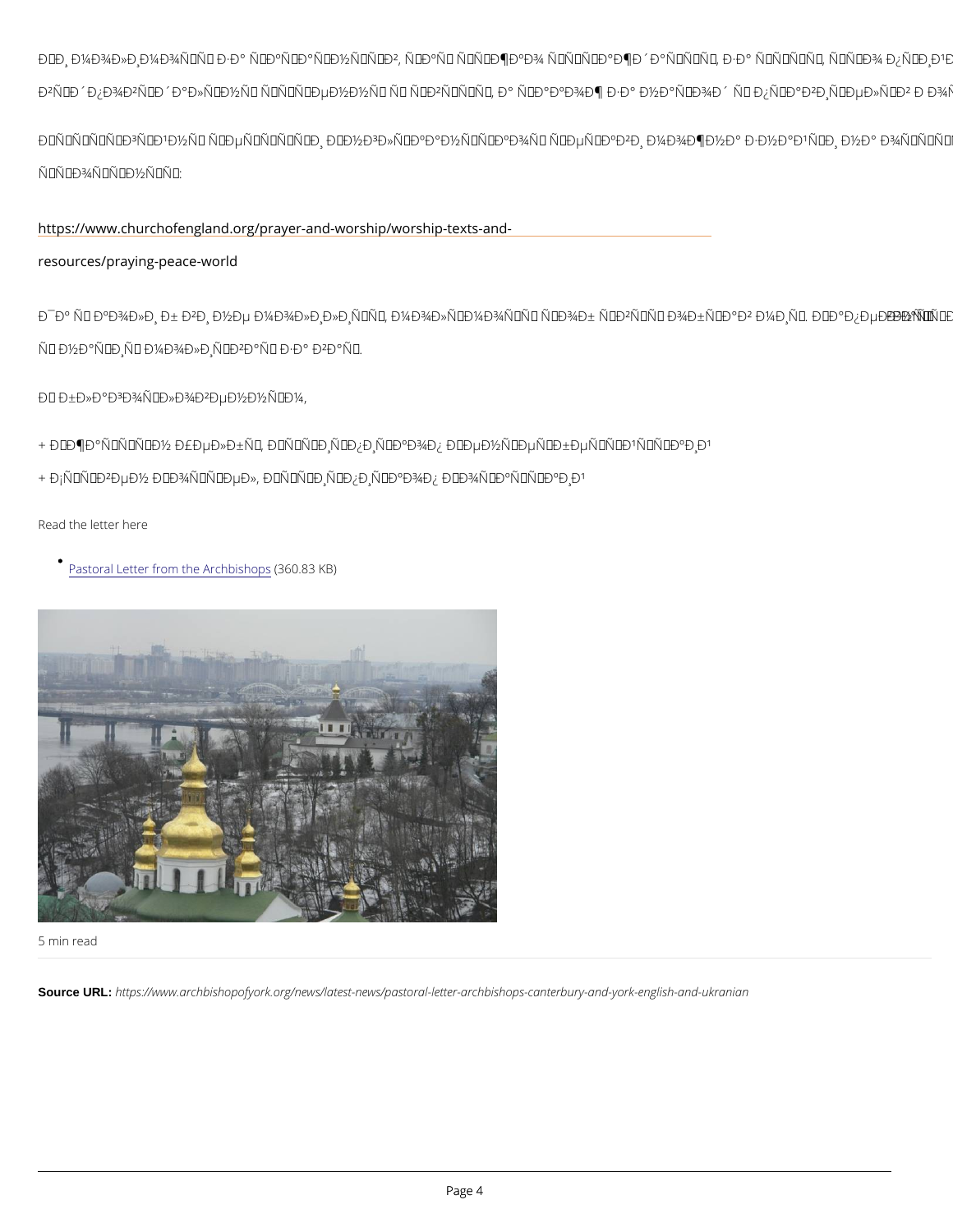ÐÐ¸ Ð¼Ð¾Ð»Ð¸Ð¼Ð¾ÑÑ Ð·Ð° ÑÐºÑÐ°ÑÐ½ÑÑÐ², ÑÐºÑ ÑÑÐ¶ÐºÐ¾ ÑÑÑÐ¶Ð´Ð°ÑÑÑ, Ð·Ð° ÑÑÑÑÑ, ÑÐ¾ Ð¿ÑÐ¸Ð

Ð²ÑÐ´ Ð¿Ð¾Ð²ÑÐ´Ð°Ð»ÑÐ½Ñ ÑÑÑÐµÐ½Ð½Ñ Ñ ÑÐ²ÑÑÑ, Ð° ÑÐ°ÐºÐ¾Ð¶ Ð·Ð° Ð½Ð°ÑÐ¾Ð´ Ñ Ð¿ÑÐ°Ð²ÑÑÐµÐ»Ñ Ð² Ð¾

ÐÑÑÑÑÐ³ÑÐ¹Ð½Ñ ÑÐµÑÑÑÑÐ¸ Ð°Ð½Ð³Ð»ÑÐºÐ°Ð½ÑÑÐºÐ¾Ñ ÑÐµÑÐºÐ²Ð¸ Ð¼Ð¾Ð¶Ð½Ð° Ð·Ð½Ð°Ð¹ÑÐ¸ Ð½Ð° Ð¾ÑÑÑÑ ÑÑÐ¾ÑÑÐ½ÑÑ:

https://www.churchofengland.org/prayer-and-worship/worship-texts-and-resources/praying-peace-world

Ð¯Ðº ÑÐºÐ¾Ð»Ð¸ Ð± Ð²Ð¸ Ð½Ðµ Ð¼Ð¾Ð»Ð¸Ð»Ð¸ÑÑ, Ð¼Ð¾Ð»ÑÐ¼Ð¾ÑÑ ÑÐ¾Ð± ÑÐ²ÑÑ Ð¾Ð±ÑÐ°Ð² Ð¼Ð¸Ñ. ÐÐ°Ð¿ÐµÐ²Ð½ÑÑ Ñ Ð½Ð°ÑÑÐ¸Ñ Ð¼Ð¾Ð»Ð¸ÑÐ²Ð°Ñ Ð·Ð° Ð²Ð°Ñ.

Ð Ð±Ð»Ð°Ð³Ð¾ÑÐ»Ð¾Ð²ÐµÐ½Ð½ÑÐ¼,

+ ÐÐ¶Ð°ÑÑÑÐ½ Ð£ÐµÐ»Ð±Ñ, ÐÑÑÑÐ¸ÑÐ¿Ð¸ÑÐºÐ¾Ð¿ ÐÐµÐ½ÑÐµÑÐ±ÐµÑÑÐ¹ÑÑÐºÐ¸Ð¹

+ Ð¡ÑÑÐ²ÐµÐ½ ÐÐ¾ÑÑÐµÐ», ÐÑÑÑÐ¸ÑÐ¿Ð¸ÑÐºÐ¾Ð¿ ÐÐ¾ÑÐºÑÑÐºÐ¸Ð¹

Read the letter here

- Pastoral Letter from the Archbishops (360.83 KB)

5 min read

**Source URL:** *https://www.archbishopofyork.org/news/latest-news/pastoral-letter-archbishops-canterbury-and-york-english-and-ukranian*